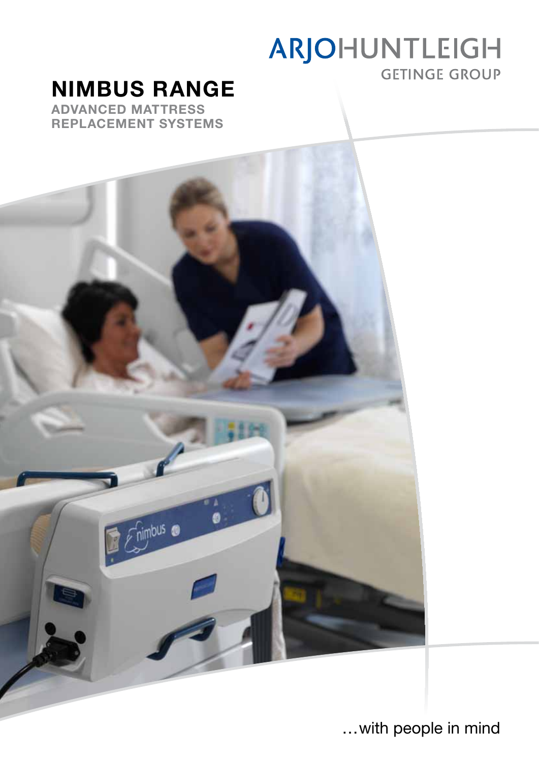ARJOHUNTLEIGH
GETINGE GROUP

# NIMBUS RANGE

## ADVANCED MATTRESS REPLACEMENT SYSTEMS

…with people in mind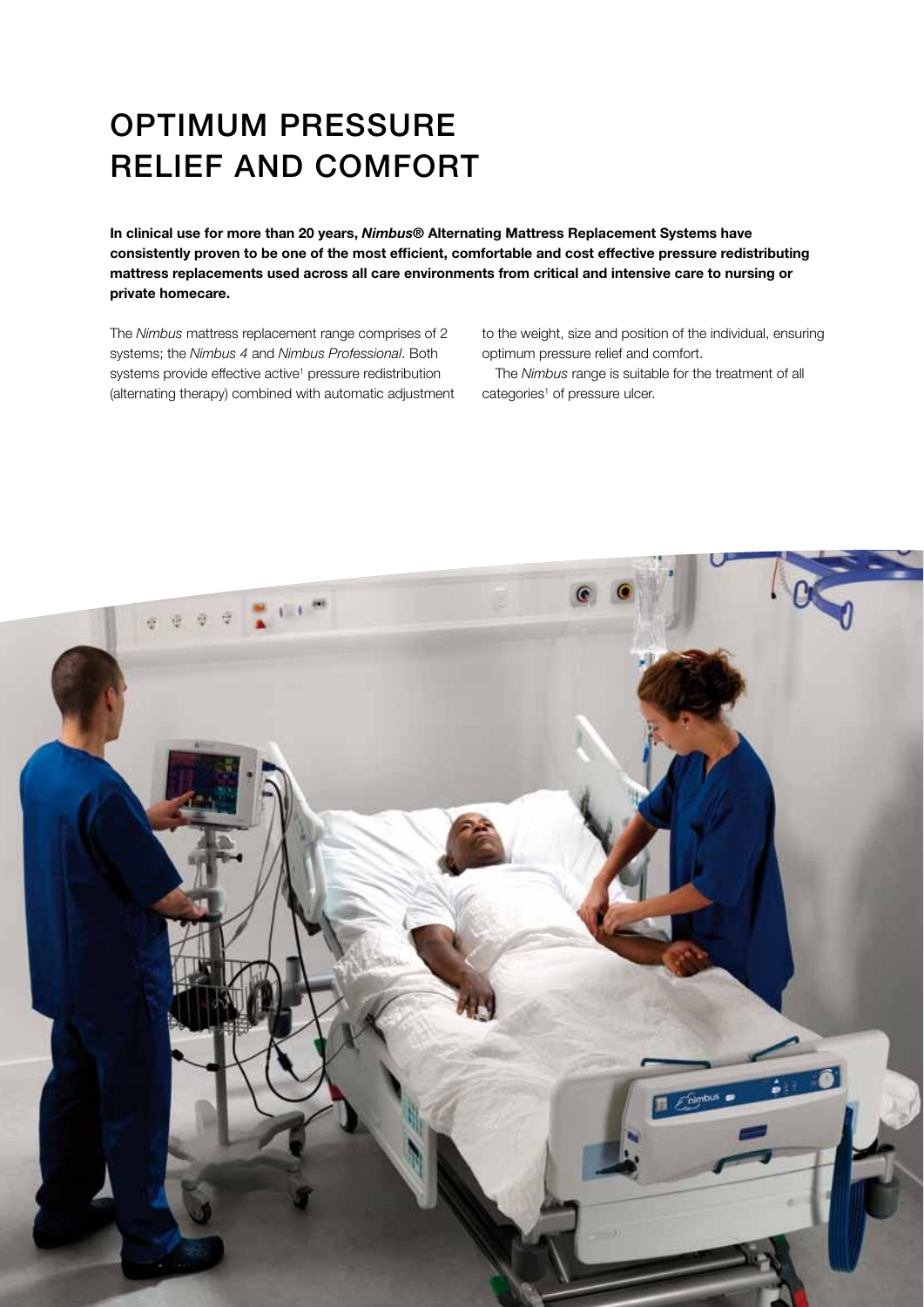# OPTIMUM PRESSURE RELIEF AND COMFORT

**In clinical use for more than 20 years, *Nimbus®* Alternating Mattress Replacement Systems have consistently proven to be one of the most efficient, comfortable and cost effective pressure redistributing mattress replacements used across all care environments from critical and intensive care to nursing or private homecare.**

The *Nimbus* mattress replacement range comprises of 2 systems; the *Nimbus 4* and *Nimbus Professional*. Both systems provide effective active[1] pressure redistribution (alternating therapy) combined with automatic adjustment to the weight, size and position of the individual, ensuring optimum pressure relief and comfort.

The *Nimbus* range is suitable for the treatment of all categories[1] of pressure ulcer.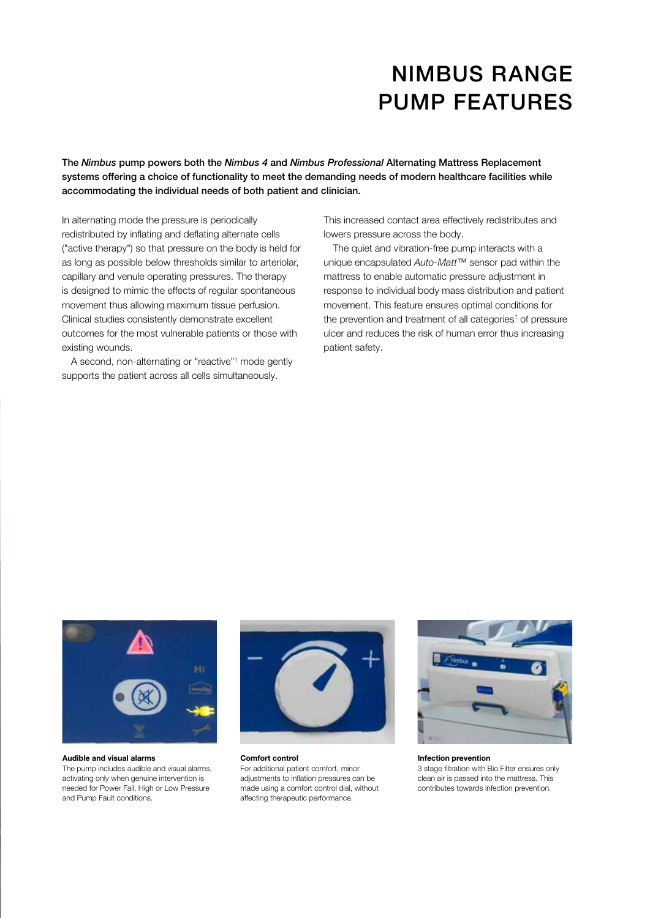# NIMBUS RANGE PUMP FEATURES

**The *Nimbus* pump powers both the *Nimbus 4* and *Nimbus Professional* Alternating Mattress Replacement systems offering a choice of functionality to meet the demanding needs of modern healthcare facilities while accommodating the individual needs of both patient and clinician.**

In alternating mode the pressure is periodically redistributed by inflating and deflating alternate cells ("active therapy") so that pressure on the body is held for as long as possible below thresholds similar to arteriolar, capillary and venule operating pressures. The therapy is designed to mimic the effects of regular spontaneous movement thus allowing maximum tissue perfusion. Clinical studies consistently demonstrate excellent outcomes for the most vulnerable patients or those with existing wounds.

A second, non-alternating or "reactive"[1] mode gently supports the patient across all cells simultaneously. This increased contact area effectively redistributes and lowers pressure across the body.

The quiet and vibration-free pump interacts with a unique encapsulated *Auto-Matt*™ sensor pad within the mattress to enable automatic pressure adjustment in response to individual body mass distribution and patient movement. This feature ensures optimal conditions for the prevention and treatment of all categories[1] of pressure ulcer and reduces the risk of human error thus increasing patient safety.

**Audible and visual alarms**
The pump includes audible and visual alarms, activating only when genuine intervention is needed for Power Fail, High or Low Pressure and Pump Fault conditions.

**Comfort control**
For additional patient comfort, minor adjustments to inflation pressures can be made using a comfort control dial, without affecting therapeutic performance.

**Infection prevention**
3 stage filtration with Bio Filter ensures only clean air is passed into the mattress. This contributes towards infection prevention.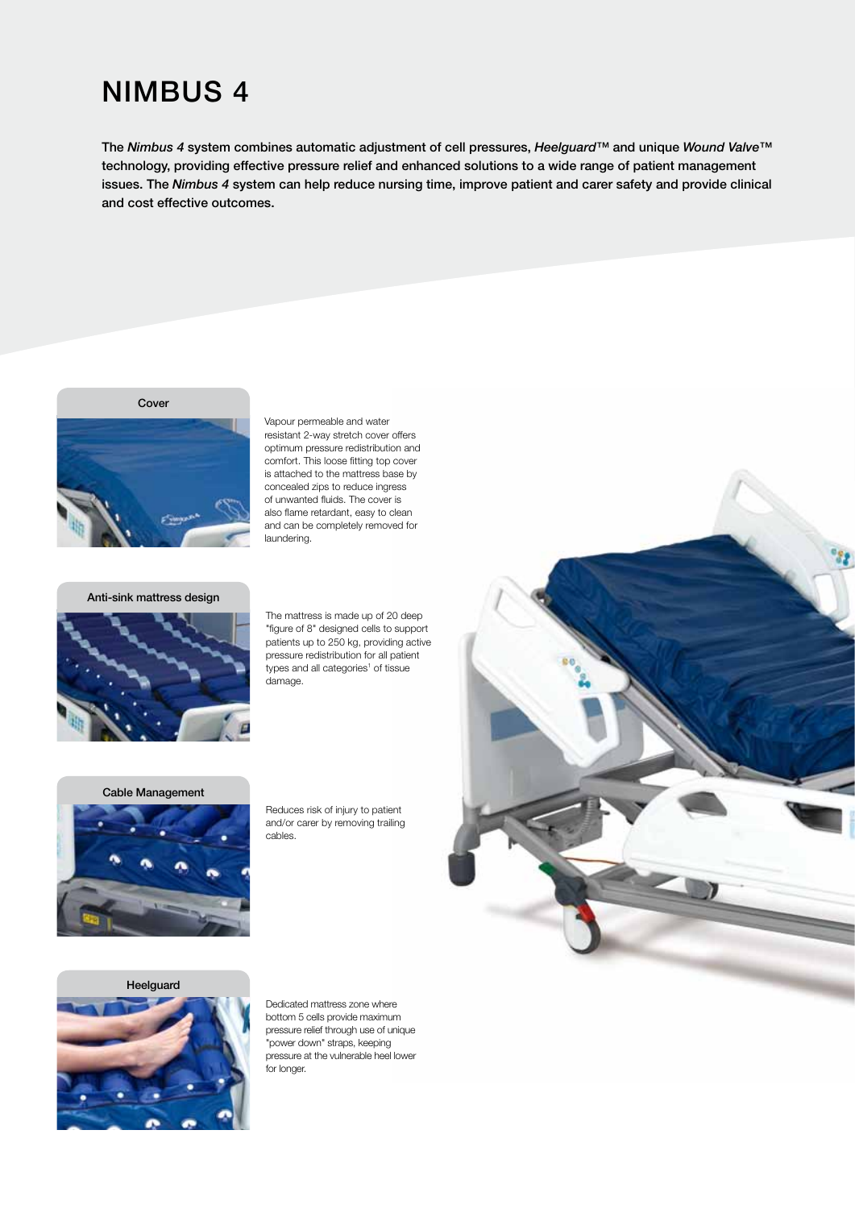# NIMBUS 4

**The *Nimbus 4* system combines automatic adjustment of cell pressures, *Heelguard*™ and unique *Wound Valve*™ technology, providing effective pressure relief and enhanced solutions to a wide range of patient management issues. The *Nimbus 4* system can help reduce nursing time, improve patient and carer safety and provide clinical and cost effective outcomes.**

### Cover

Vapour permeable and water resistant 2-way stretch cover offers optimum pressure redistribution and comfort. This loose fitting top cover is attached to the mattress base by concealed zips to reduce ingress of unwanted fluids. The cover is also flame retardant, easy to clean and can be completely removed for laundering.

### Anti-sink mattress design

The mattress is made up of 20 deep "figure of 8" designed cells to support patients up to 250 kg, providing active pressure redistribution for all patient types and all categories[1] of tissue damage.

### Cable Management

Reduces risk of injury to patient and/or carer by removing trailing cables.

### Heelguard

Dedicated mattress zone where bottom 5 cells provide maximum pressure relief through use of unique "power down" straps, keeping pressure at the vulnerable heel lower for longer.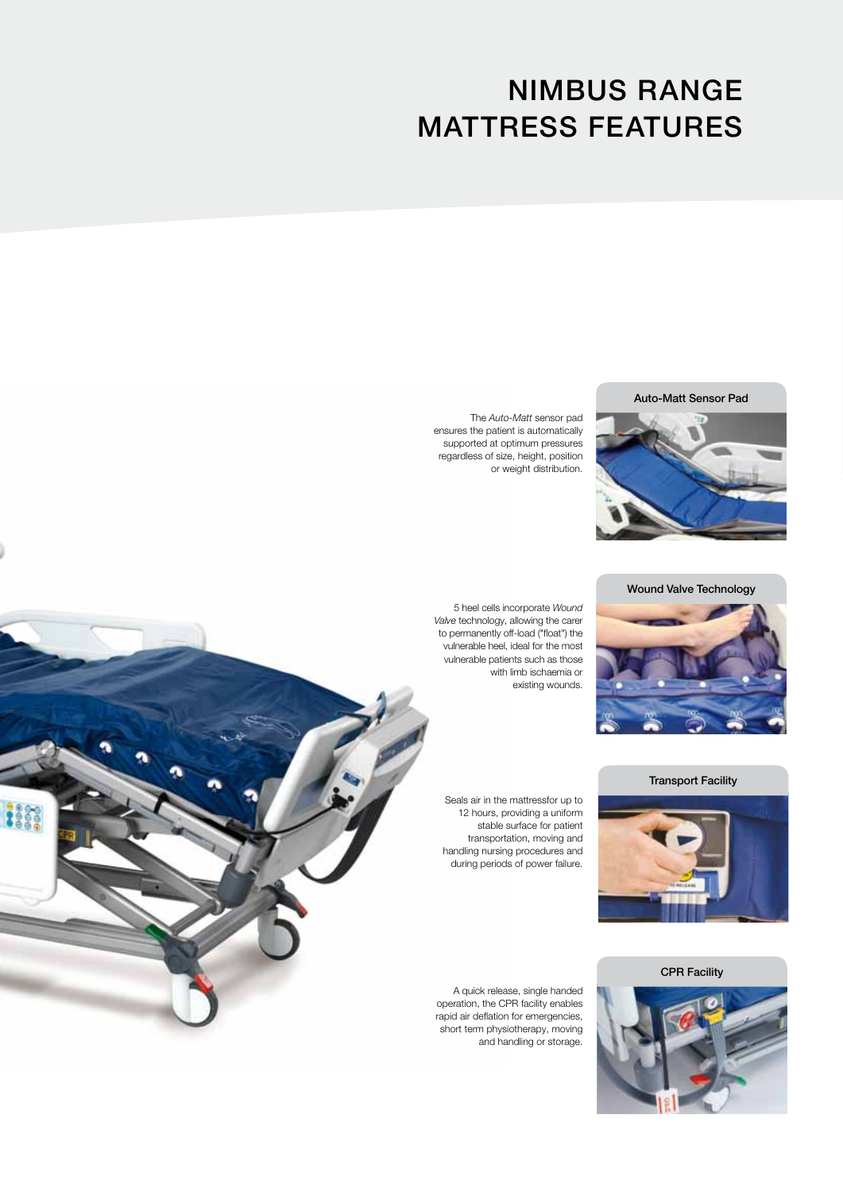# NIMBUS RANGE MATTRESS FEATURES

## Auto-Matt Sensor Pad

The *Auto-Matt* sensor pad ensures the patient is automatically supported at optimum pressures regardless of size, height, position or weight distribution.

## Wound Valve Technology

5 heel cells incorporate *Wound Valve* technology, allowing the carer to permanently off-load ("float") the vulnerable heel, ideal for the most vulnerable patients such as those with limb ischaemia or existing wounds.

## Transport Facility

Seals air in the mattressfor up to 12 hours, providing a uniform stable surface for patient transportation, moving and handling nursing procedures and during periods of power failure.

## CPR Facility

A quick release, single handed operation, the CPR facility enables rapid air deflation for emergencies, short term physiotherapy, moving and handling or storage.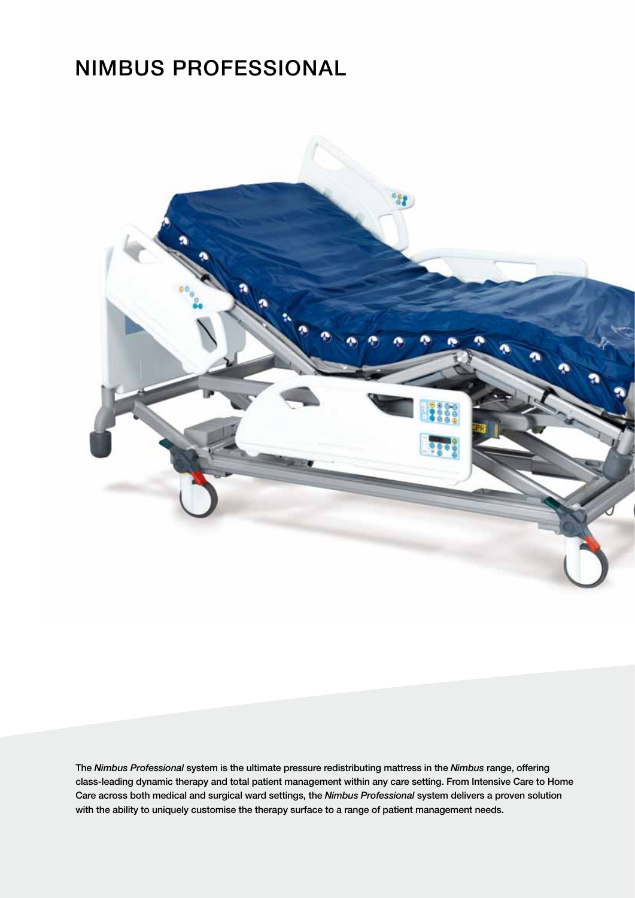# NIMBUS PROFESSIONAL

The *Nimbus Professional* system is the ultimate pressure redistributing mattress in the *Nimbus* range, offering class-leading dynamic therapy and total patient management within any care setting. From Intensive Care to Home Care across both medical and surgical ward settings, the *Nimbus Professional* system delivers a proven solution with the ability to uniquely customise the therapy surface to a range of patient management needs.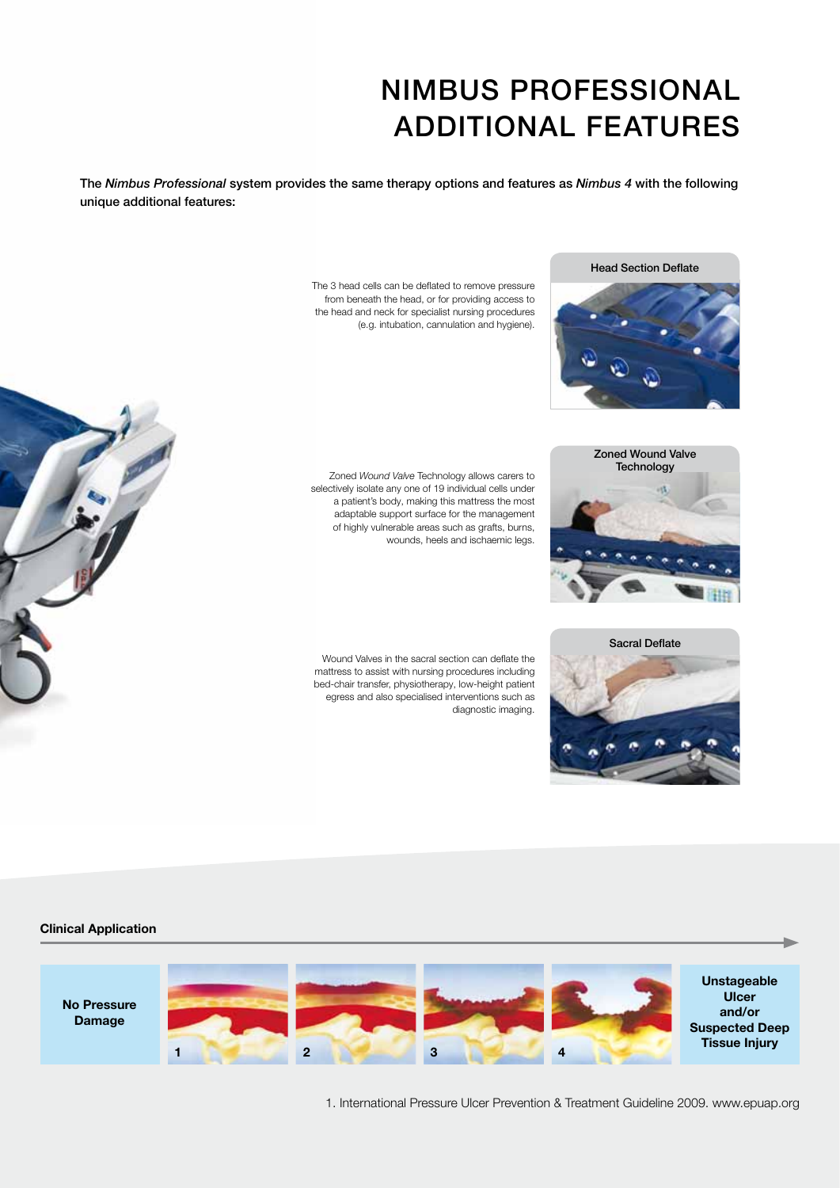# NIMBUS PROFESSIONAL ADDITIONAL FEATURES

**The *Nimbus Professional* system provides the same therapy options and features as *Nimbus 4* with the following unique additional features:**

### Head Section Deflate

The 3 head cells can be deflated to remove pressure from beneath the head, or for providing access to the head and neck for specialist nursing procedures (e.g. intubation, cannulation and hygiene).

### Zoned Wound Valve Technology

Zoned *Wound Valve* Technology allows carers to selectively isolate any one of 19 individual cells under a patient's body, making this mattress the most adaptable support surface for the management of highly vulnerable areas such as grafts, burns, wounds, heels and ischaemic legs.

### Sacral Deflate

Wound Valves in the sacral section can deflate the mattress to assist with nursing procedures including bed-chair transfer, physiotherapy, low-height patient egress and also specialised interventions such as diagnostic imaging.

**Clinical Application**

| No Pressure Damage | 1 | 2 | 3 | 4 | Unstageable Ulcer and/or Suspected Deep Tissue Injury |
|---|---|---|---|---|---|

1. International Pressure Ulcer Prevention & Treatment Guideline 2009. www.epuap.org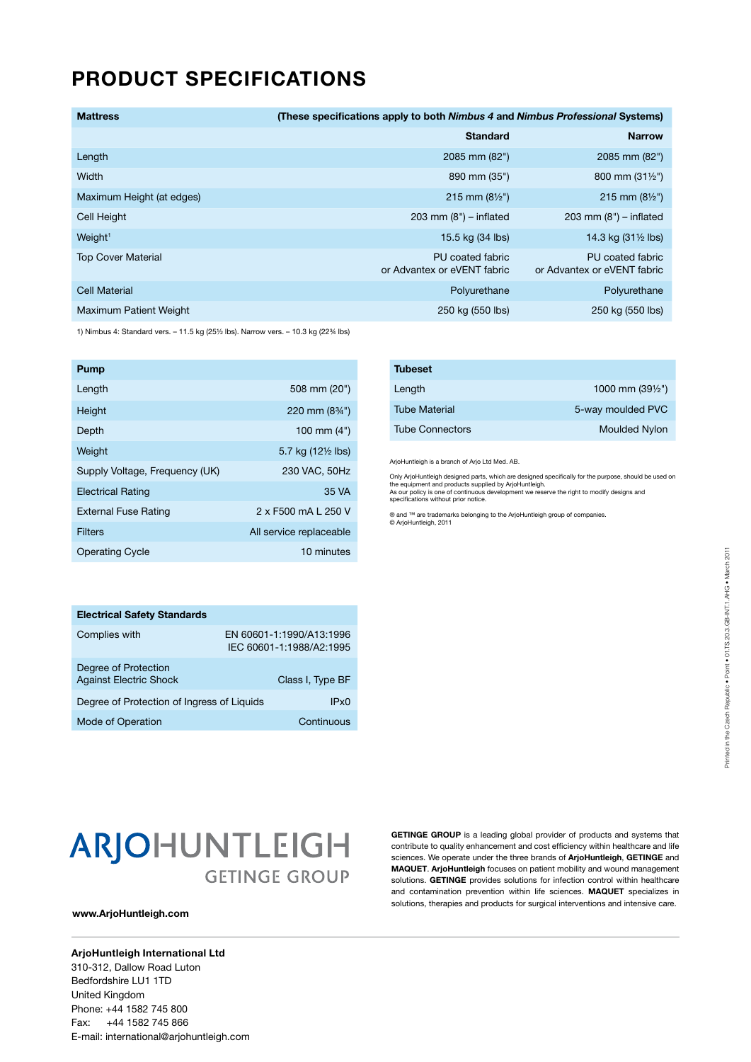# PRODUCT SPECIFICATIONS

| Mattress | (These specifications apply to both *Nimbus 4* and *Nimbus Professional* Systems) | |
|---|---|---|
| | **Standard** | **Narrow** |
| Length | 2085 mm (82") | 2085 mm (82") |
| Width | 890 mm (35") | 800 mm (31½") |
| Maximum Height (at edges) | 215 mm (8½") | 215 mm (8½") |
| Cell Height | 203 mm (8") – inflated | 203 mm (8") – inflated |
| Weight[1] | 15.5 kg (34 lbs) | 14.3 kg (31½ lbs) |
| Top Cover Material | PU coated fabric or Advantex or eVENT fabric | PU coated fabric or Advantex or eVENT fabric |
| Cell Material | Polyurethane | Polyurethane |
| Maximum Patient Weight | 250 kg (550 lbs) | 250 kg (550 lbs) |

1) Nimbus 4: Standard vers. – 11.5 kg (25½ lbs). Narrow vers. – 10.3 kg (22¾ lbs)

| Pump | |
|---|---|
| Length | 508 mm (20") |
| Height | 220 mm (8¾") |
| Depth | 100 mm (4") |
| Weight | 5.7 kg (12½ lbs) |
| Supply Voltage, Frequency (UK) | 230 VAC, 50Hz |
| Electrical Rating | 35 VA |
| External Fuse Rating | 2 x F500 mA L 250 V |
| Filters | All service replaceable |
| Operating Cycle | 10 minutes |

| Tubeset | |
|---|---|
| Length | 1000 mm (39½") |
| Tube Material | 5-way moulded PVC |
| Tube Connectors | Moulded Nylon |

ArjoHuntleigh is a branch of Arjo Ltd Med. AB.

Only ArjoHuntleigh designed parts, which are designed specifically for the purpose, should be used on the equipment and products supplied by ArjoHuntleigh.
As our policy is one of continuous development we reserve the right to modify designs and specifications without prior notice.

® and ™ are trademarks belonging to the ArjoHuntleigh group of companies.
© ArjoHuntleigh, 2011

| Electrical Safety Standards | |
|---|---|
| Complies with | EN 60601-1:1990/A13:1996 IEC 60601-1:1988/A2:1995 |
| Degree of Protection Against Electric Shock | Class I, Type BF |
| Degree of Protection of Ingress of Liquids | IPx0 |
| Mode of Operation | Continuous |

Printed in the Czech Republic • Point • 01.TS.20.3.GB-INT.1.AHG • March 2011

ARJOHUNTLEIGH
GETINGE GROUP

**www.ArjoHuntleigh.com**

**GETINGE GROUP** is a leading global provider of products and systems that contribute to quality enhancement and cost efficiency within healthcare and life sciences. We operate under the three brands of **ArjoHuntleigh**, **GETINGE** and **MAQUET**. **ArjoHuntleigh** focuses on patient mobility and wound management solutions. **GETINGE** provides solutions for infection control within healthcare and contamination prevention within life sciences. **MAQUET** specializes in solutions, therapies and products for surgical interventions and intensive care.

**ArjoHuntleigh International Ltd**
310-312, Dallow Road Luton
Bedfordshire LU1 1TD
United Kingdom
Phone: +44 1582 745 800
Fax: +44 1582 745 866
E-mail: international@arjohuntleigh.com